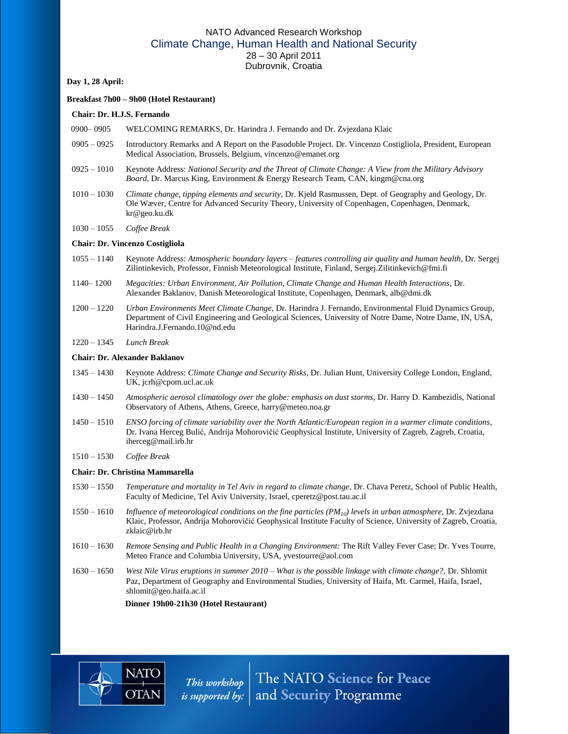# NATO Advanced Research Workshop

## Climate Change, Human Health and National Security

28 – 30 April 2011

Dubrovnik, Croatia

**Day 1, 28 April:**

**Breakfast 7h00 – 9h00 (Hotel Restaurant)**

**Chair: Dr. H.J.S. Fernando**

0900– 0905 WELCOMING REMARKS, Dr. Harindra J. Fernando and Dr. Zvjezdana Klaic

0905 – 0925 Introductory Remarks and A Report on the Pasodoble Project. Dr. Vincenzo Costigliola, President, European Medical Association, Brussels, Belgium, vincenzo@emanet.org

0925 – 1010 Keynote Address: *National Security and the Threat of Climate Change: A View from the Military Advisory Board*, Dr. Marcus King, Environment & Energy Research Team, CAN, kingm@cna.org

1010 – 1030 *Climate change, tipping elements and security*, Dr. Kjeld Rasmussen, Dept. of Geography and Geology, Dr. Ole Wæver, Centre for Advanced Security Theory, University of Copenhagen, Copenhagen, Denmark, kr@geo.ku.dk

1030 – 1055 *Coffee Break*

**Chair: Dr. Vincenzo Costigliola**

1055 – 1140 Keynote Address: *Atmospheric boundary layers – features controlling air quality and human health*, Dr. Sergej Zilintinkevich, Professor, Finnish Meteorological Institute, Finland, Sergej.Zilitinkevich@fmi.fi

1140– 1200 *Megacities: Urban Environment, Air Pollution, Climate Change and Human Health Interactions*, Dr. Alexander Baklanov, Danish Meteorological Institute, Copenhagen, Denmark, alb@dmi.dk

1200 – 1220 *Urban Environments Meet Climate Change*, Dr. Harindra J. Fernando, Environmental Fluid Dynamics Group, Department of Civil Engineering and Geological Sciences, University of Notre Dame, Notre Dame, IN, USA, Harindra.J.Fernando.10@nd.edu

1220 – 1345 *Lunch Break*

**Chair: Dr. Alexander Baklanov**

1345 – 1430 Keynote Address: *Climate Change and Security Risks*, Dr. Julian Hunt, University College London, England, UK, jcrh@cpom.ucl.ac.uk

1430 – 1450 *Atmospheric aerosol climatology over the globe: emphasis on dust storms*, Dr. Harry D. Kambezidis, National Observatory of Athens, Athens, Greece, harry@meteo.noa.gr

1450 – 1510 *ENSO forcing of climate variability over the North Atlantic/European region in a warmer climate conditions*, Dr. Ivana Herceg Bulić, Andrija Mohorovičić Geophysical Institute, University of Zagreb, Zagreb, Croatia, iherceg@mail.irb.hr

1510 – 1530 *Coffee Break*

**Chair: Dr. Christina Mammarella**

1530 – 1550 *Temperature and mortality in Tel Aviv in regard to climate change*, Dr. Chava Peretz, School of Public Health, Faculty of Medicine, Tel Aviv University, Israel, cperetz@post.tau.ac.il

1550 – 1610 *Influence of meteorological conditions on the fine particles ($PM_{10}$) levels in urban atmosphere*, Dr. Zvjezdana Klaic, Professor, Andrija Mohorovičić Geophysical Institute Faculty of Science, University of Zagreb, Croatia, zklaic@irb.hr

1610 – 1630 *Remote Sensing and Public Health in a Changing Environment:* The Rift Valley Fever Case; Dr. Yves Tourre, Meteo France and Columbia University, USA, yvestourre@aol.com

1630 – 1650 *West Nile Virus eruptions in summer 2010 – What is the possible linkage with climate change?*, Dr. Shlomit Paz, Department of Geography and Environmental Studies, University of Haifa, Mt. Carmel, Haifa, Israel, shlomit@geo.haifa.ac.il

**Dinner 19h00-21h30 (Hotel Restaurant)**

This workshop is supported by: The NATO Science for Peace and Security Programme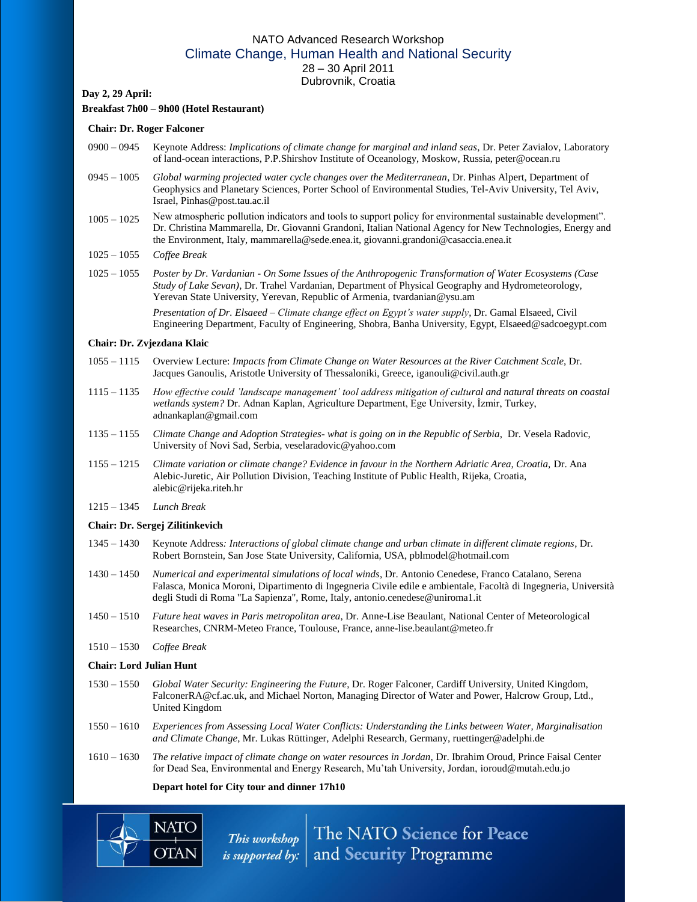NATO Advanced Research Workshop

## Climate Change, Human Health and National Security

28 – 30 April 2011
Dubrovnik, Croatia

**Day 2, 29 April:**

**Breakfast 7h00 – 9h00 (Hotel Restaurant)**

**Chair: Dr. Roger Falconer**

0900 – 0945 Keynote Address: *Implications of climate change for marginal and inland seas*, Dr. Peter Zavialov, Laboratory of land-ocean interactions, P.P.Shirshov Institute of Oceanology, Moskow, Russia, peter@ocean.ru

0945 – 1005 *Global warming projected water cycle changes over the Mediterranean*, Dr. Pinhas Alpert, Department of Geophysics and Planetary Sciences, Porter School of Environmental Studies, Tel-Aviv University, Tel Aviv, Israel, Pinhas@post.tau.ac.il

1005 – 1025 New atmospheric pollution indicators and tools to support policy for environmental sustainable development". Dr. Christina Mammarella, Dr. Giovanni Grandoni, Italian National Agency for New Technologies, Energy and the Environment, Italy, mammarella@sede.enea.it, giovanni.grandoni@casaccia.enea.it

1025 – 1055 *Coffee Break*

1025 – 1055 *Poster by Dr. Vardanian - On Some Issues of the Anthropogenic Transformation of Water Ecosystems (Case Study of Lake Sevan)*, Dr. Trahel Vardanian, Department of Physical Geography and Hydrometeorology, Yerevan State University, Yerevan, Republic of Armenia, tvardanian@ysu.am

*Presentation of Dr. Elsaeed – Climate change effect on Egypt's water supply*, Dr. Gamal Elsaeed, Civil Engineering Department, Faculty of Engineering, Shobra, Banha University, Egypt, Elsaeed@sadcoegypt.com

**Chair: Dr. Zvjezdana Klaic**

1055 – 1115 Overview Lecture: *Impacts from Climate Change on Water Resources at the River Catchment Scale*, Dr. Jacques Ganoulis, Aristotle University of Thessaloniki, Greece, iganouli@civil.auth.gr

1115 – 1135 *How effective could 'landscape management' tool address mitigation of cultural and natural threats on coastal wetlands system?* Dr. Adnan Kaplan, Agriculture Department, Ege University, İzmir, Turkey, adnankaplan@gmail.com

1135 – 1155 *Climate Change and Adoption Strategies- what is going on in the Republic of Serbia*, Dr. Vesela Radovic, University of Novi Sad, Serbia, veselaradovic@yahoo.com

1155 – 1215 *Climate variation or climate change? Evidence in favour in the Northern Adriatic Area, Croatia,* Dr. Ana Alebic-Juretic, Air Pollution Division, Teaching Institute of Public Health, Rijeka, Croatia, alebic@rijeka.riteh.hr

1215 – 1345 *Lunch Break*

**Chair: Dr. Sergej Zilitinkevich**

1345 – 1430 Keynote Address*: Interactions of global climate change and urban climate in different climate regions*, Dr. Robert Bornstein, San Jose State University, California, USA, pblmodel@hotmail.com

1430 – 1450 *Numerical and experimental simulations of local winds*, Dr. Antonio Cenedese, Franco Catalano, Serena Falasca, Monica Moroni, Dipartimento di Ingegneria Civile edile e ambientale, Facoltà di Ingegneria, Università degli Studi di Roma "La Sapienza", Rome, Italy, antonio.cenedese@uniroma1.it

1450 – 1510 *Future heat waves in Paris metropolitan area*, Dr. Anne-Lise Beaulant, National Center of Meteorological Researches, CNRM-Meteo France, Toulouse, France, anne-lise.beaulant@meteo.fr

1510 – 1530 *Coffee Break*

**Chair: Lord Julian Hunt**

1530 – 1550 *Global Water Security: Engineering the Future*, Dr. Roger Falconer, Cardiff University, United Kingdom, FalconerRA@cf.ac.uk, and Michael Norton, Managing Director of Water and Power, Halcrow Group, Ltd., United Kingdom

1550 – 1610 *Experiences from Assessing Local Water Conflicts: Understanding the Links between Water, Marginalisation and Climate Change*, Mr. Lukas Rüttinger, Adelphi Research, Germany, ruettinger@adelphi.de

1610 – 1630 *The relative impact of climate change on water resources in Jordan,* Dr. Ibrahim Oroud, Prince Faisal Center for Dead Sea, Environmental and Energy Research, Mu'tah University, Jordan, ioroud@mutah.edu.jo

**Depart hotel for City tour and dinner 17h10**

NATO OTAN *This workshop is supported by:* The NATO Science for Peace and Security Programme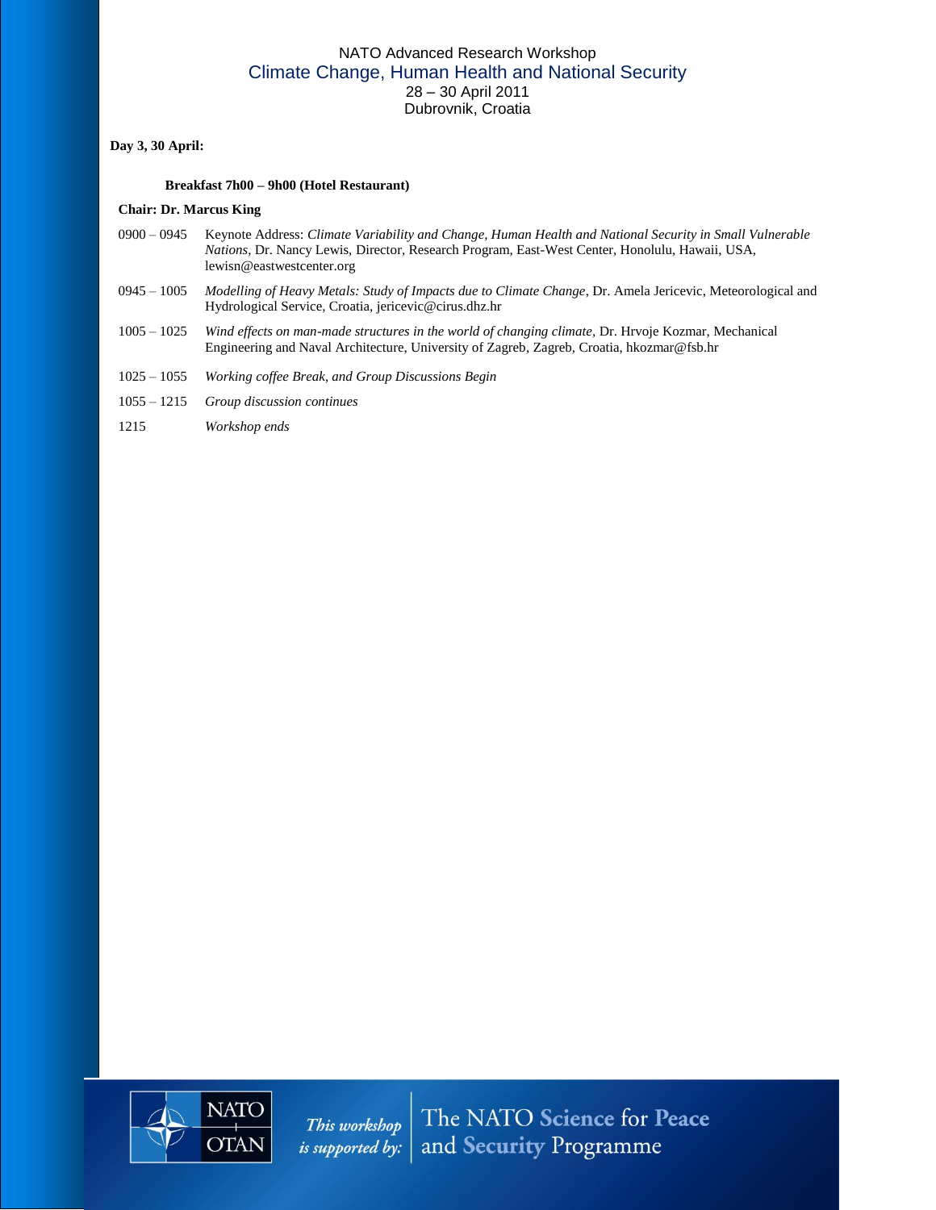NATO Advanced Research Workshop

# Climate Change, Human Health and National Security

28 – 30 April 2011

Dubrovnik, Croatia

**Day 3, 30 April:**

**Breakfast 7h00 – 9h00 (Hotel Restaurant)**

**Chair: Dr. Marcus King**

| | |
|---|---|
| 0900 – 0945 | Keynote Address: *Climate Variability and Change, Human Health and National Security in Small Vulnerable Nations*, Dr. Nancy Lewis, Director, Research Program, East-West Center, Honolulu, Hawaii, USA, lewisn@eastwestcenter.org |
| 0945 – 1005 | *Modelling of Heavy Metals: Study of Impacts due to Climate Change*, Dr. Amela Jericevic, Meteorological and Hydrological Service, Croatia, jericevic@cirus.dhz.hr |
| 1005 – 1025 | *Wind effects on man-made structures in the world of changing climate*, Dr. Hrvoje Kozmar, Mechanical Engineering and Naval Architecture, University of Zagreb, Zagreb, Croatia, hkozmar@fsb.hr |
| 1025 – 1055 | *Working coffee Break, and Group Discussions Begin* |
| 1055 – 1215 | *Group discussion continues* |
| 1215 | *Workshop ends* |

NATO OTAN

*This workshop is supported by:* The NATO Science for Peace and Security Programme